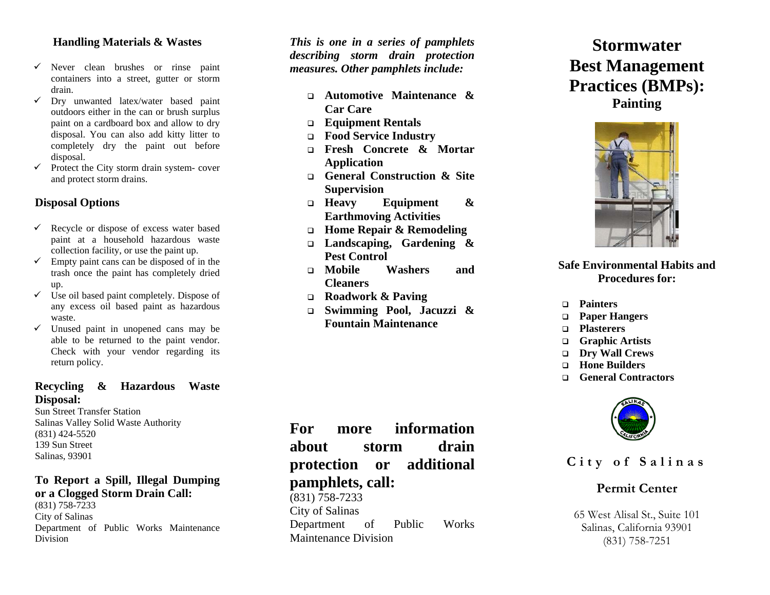### Handling Materials & Wastes

- ✓ Never clean brushes or rinse paint containers into a street, gutter or storm drain.
- ✓ Dry unwanted latex/water based paint outdoors either in the can or brush surplus paint on a cardboard box and allow to dry disposal. You can also add kitty litter to completely dry the paint out before disposal.
- ✓ Protect the City storm drain system- cover and protect storm drains.

### Disposal Options

- ✓ Recycle or dispose of excess water based paint at a household hazardous waste collection facility, or use the paint up.
- ✓ Empty paint cans can be disposed of in the trash once the paint has completely dried up.
- ✓ Use oil based paint completely. Dispose of any excess oil based paint as hazardous waste.
- ✓ Unused paint in unopened cans may be able to be returned to the paint vendor. Check with your vendor regarding its return policy.

### Recycling & Hazardous Waste Disposal:

Sun Street Transfer Station
Salinas Valley Solid Waste Authority
(831) 424-5520
139 Sun Street
Salinas, 93901

### To Report a Spill, Illegal Dumping or a Clogged Storm Drain Call:

(831) 758-7233
City of Salinas
Department of Public Works Maintenance Division

***This is one in a series of pamphlets describing storm drain protection measures. Other pamphlets include:***

- **Automotive Maintenance & Car Care**
- **Equipment Rentals**
- **Food Service Industry**
- **Fresh Concrete & Mortar Application**
- **General Construction & Site Supervision**
- **Heavy Equipment & Earthmoving Activities**
- **Home Repair & Remodeling**
- **Landscaping, Gardening & Pest Control**
- **Mobile Washers and Cleaners**
- **Roadwork & Paving**
- **Swimming Pool, Jacuzzi & Fountain Maintenance**

## For more information about storm drain protection or additional pamphlets, call:

(831) 758-7233
City of Salinas
Department of Public Works Maintenance Division

# Stormwater Best Management Practices (BMPs):

## Painting

**Safe Environmental Habits and Procedures for:**

- **Painters**
- **Paper Hangers**
- **Plasterers**
- **Graphic Artists**
- **Dry Wall Crews**
- **Hone Builders**
- **General Contractors**

**City of Salinas**

**Permit Center**

65 West Alisal St., Suite 101
Salinas, California 93901
(831) 758-7251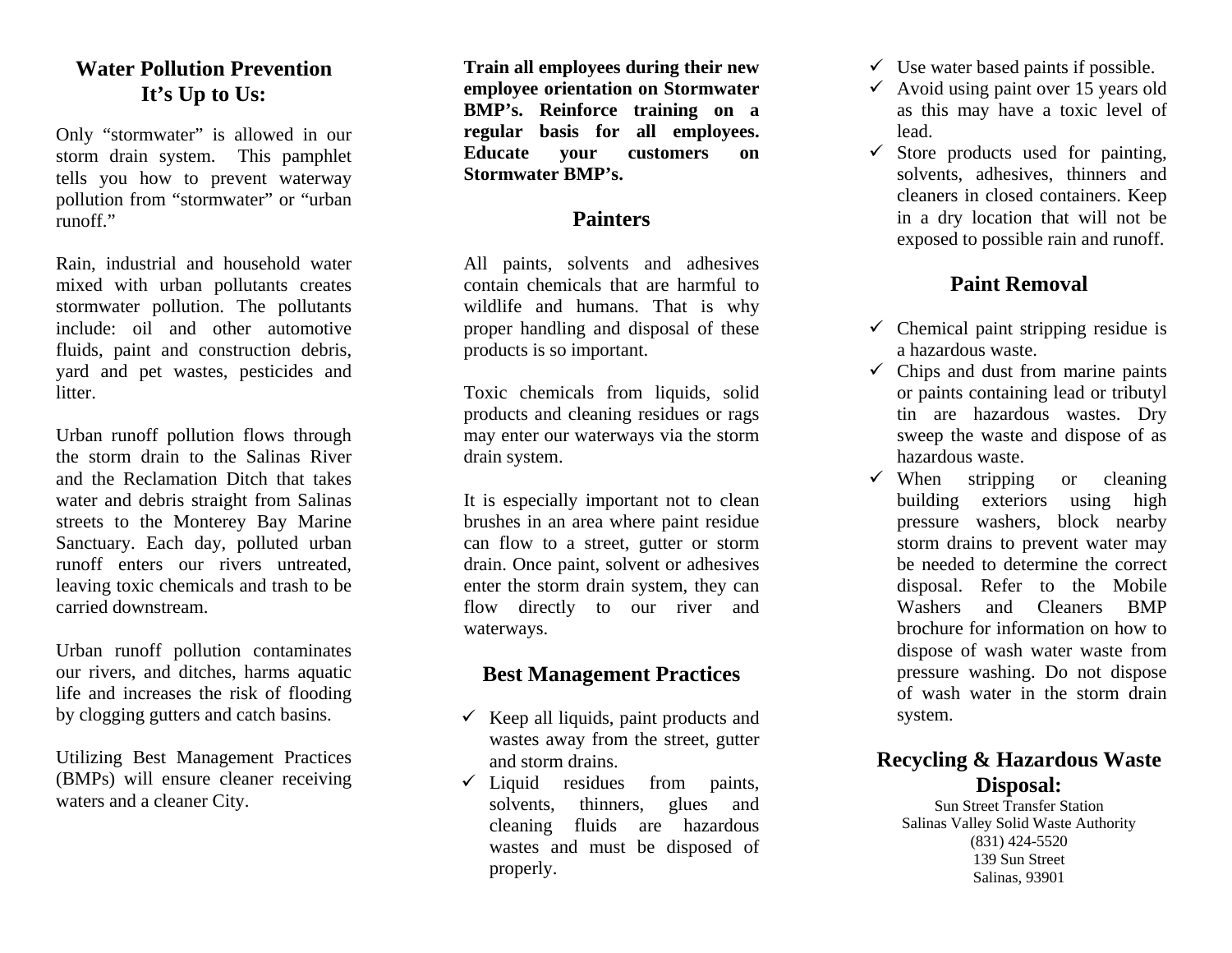## Water Pollution Prevention It's Up to Us:

Only "stormwater" is allowed in our storm drain system. This pamphlet tells you how to prevent waterway pollution from "stormwater" or "urban runoff."

Rain, industrial and household water mixed with urban pollutants creates stormwater pollution. The pollutants include: oil and other automotive fluids, paint and construction debris, yard and pet wastes, pesticides and litter.

Urban runoff pollution flows through the storm drain to the Salinas River and the Reclamation Ditch that takes water and debris straight from Salinas streets to the Monterey Bay Marine Sanctuary. Each day, polluted urban runoff enters our rivers untreated, leaving toxic chemicals and trash to be carried downstream.

Urban runoff pollution contaminates our rivers, and ditches, harms aquatic life and increases the risk of flooding by clogging gutters and catch basins.

Utilizing Best Management Practices (BMPs) will ensure cleaner receiving waters and a cleaner City.

**Train all employees during their new employee orientation on Stormwater BMP's. Reinforce training on a regular basis for all employees. Educate your customers on Stormwater BMP's.**

## Painters

All paints, solvents and adhesives contain chemicals that are harmful to wildlife and humans. That is why proper handling and disposal of these products is so important.

Toxic chemicals from liquids, solid products and cleaning residues or rags may enter our waterways via the storm drain system.

It is especially important not to clean brushes in an area where paint residue can flow to a street, gutter or storm drain. Once paint, solvent or adhesives enter the storm drain system, they can flow directly to our river and waterways.

## Best Management Practices

- ✓ Keep all liquids, paint products and wastes away from the street, gutter and storm drains.
- ✓ Liquid residues from paints, solvents, thinners, glues and cleaning fluids are hazardous wastes and must be disposed of properly.
- ✓ Use water based paints if possible.
- ✓ Avoid using paint over 15 years old as this may have a toxic level of lead.
- ✓ Store products used for painting, solvents, adhesives, thinners and cleaners in closed containers. Keep in a dry location that will not be exposed to possible rain and runoff.

## Paint Removal

- ✓ Chemical paint stripping residue is a hazardous waste.
- ✓ Chips and dust from marine paints or paints containing lead or tributyl tin are hazardous wastes. Dry sweep the waste and dispose of as hazardous waste.
- ✓ When stripping or cleaning building exteriors using high pressure washers, block nearby storm drains to prevent water may be needed to determine the correct disposal. Refer to the Mobile Washers and Cleaners BMP brochure for information on how to dispose of wash water waste from pressure washing. Do not dispose of wash water in the storm drain system.

## Recycling & Hazardous Waste Disposal:

Sun Street Transfer Station
Salinas Valley Solid Waste Authority
(831) 424-5520
139 Sun Street
Salinas, 93901